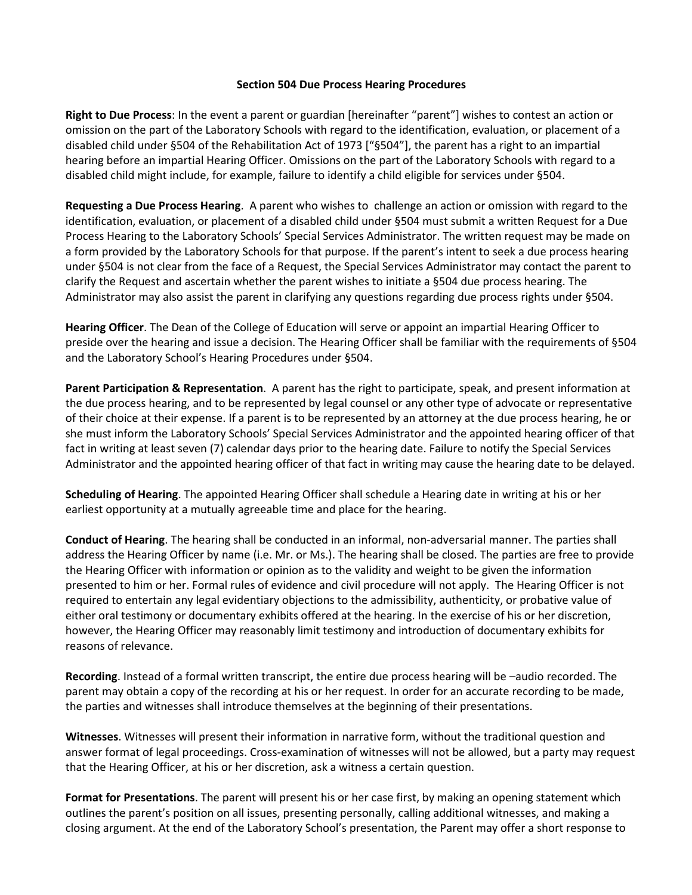# Section 504 Due Process Hearing Procedures

**Right to Due Process**: In the event a parent or guardian [hereinafter "parent"] wishes to contest an action or omission on the part of the Laboratory Schools with regard to the identification, evaluation, or placement of a disabled child under §504 of the Rehabilitation Act of 1973 ["§504"], the parent has a right to an impartial hearing before an impartial Hearing Officer. Omissions on the part of the Laboratory Schools with regard to a disabled child might include, for example, failure to identify a child eligible for services under §504.

**Requesting a Due Process Hearing**. A parent who wishes to challenge an action or omission with regard to the identification, evaluation, or placement of a disabled child under §504 must submit a written Request for a Due Process Hearing to the Laboratory Schools' Special Services Administrator. The written request may be made on a form provided by the Laboratory Schools for that purpose. If the parent's intent to seek a due process hearing under §504 is not clear from the face of a Request, the Special Services Administrator may contact the parent to clarify the Request and ascertain whether the parent wishes to initiate a §504 due process hearing. The Administrator may also assist the parent in clarifying any questions regarding due process rights under §504.

**Hearing Officer**. The Dean of the College of Education will serve or appoint an impartial Hearing Officer to preside over the hearing and issue a decision. The Hearing Officer shall be familiar with the requirements of §504 and the Laboratory School's Hearing Procedures under §504.

**Parent Participation & Representation**. A parent has the right to participate, speak, and present information at the due process hearing, and to be represented by legal counsel or any other type of advocate or representative of their choice at their expense. If a parent is to be represented by an attorney at the due process hearing, he or she must inform the Laboratory Schools' Special Services Administrator and the appointed hearing officer of that fact in writing at least seven (7) calendar days prior to the hearing date. Failure to notify the Special Services Administrator and the appointed hearing officer of that fact in writing may cause the hearing date to be delayed.

**Scheduling of Hearing**. The appointed Hearing Officer shall schedule a Hearing date in writing at his or her earliest opportunity at a mutually agreeable time and place for the hearing.

**Conduct of Hearing**. The hearing shall be conducted in an informal, non-adversarial manner. The parties shall address the Hearing Officer by name (i.e. Mr. or Ms.). The hearing shall be closed. The parties are free to provide the Hearing Officer with information or opinion as to the validity and weight to be given the information presented to him or her. Formal rules of evidence and civil procedure will not apply. The Hearing Officer is not required to entertain any legal evidentiary objections to the admissibility, authenticity, or probative value of either oral testimony or documentary exhibits offered at the hearing. In the exercise of his or her discretion, however, the Hearing Officer may reasonably limit testimony and introduction of documentary exhibits for reasons of relevance.

**Recording**. Instead of a formal written transcript, the entire due process hearing will be –audio recorded. The parent may obtain a copy of the recording at his or her request. In order for an accurate recording to be made, the parties and witnesses shall introduce themselves at the beginning of their presentations.

**Witnesses**. Witnesses will present their information in narrative form, without the traditional question and answer format of legal proceedings. Cross-examination of witnesses will not be allowed, but a party may request that the Hearing Officer, at his or her discretion, ask a witness a certain question.

**Format for Presentations**. The parent will present his or her case first, by making an opening statement which outlines the parent's position on all issues, presenting personally, calling additional witnesses, and making a closing argument. At the end of the Laboratory School's presentation, the Parent may offer a short response to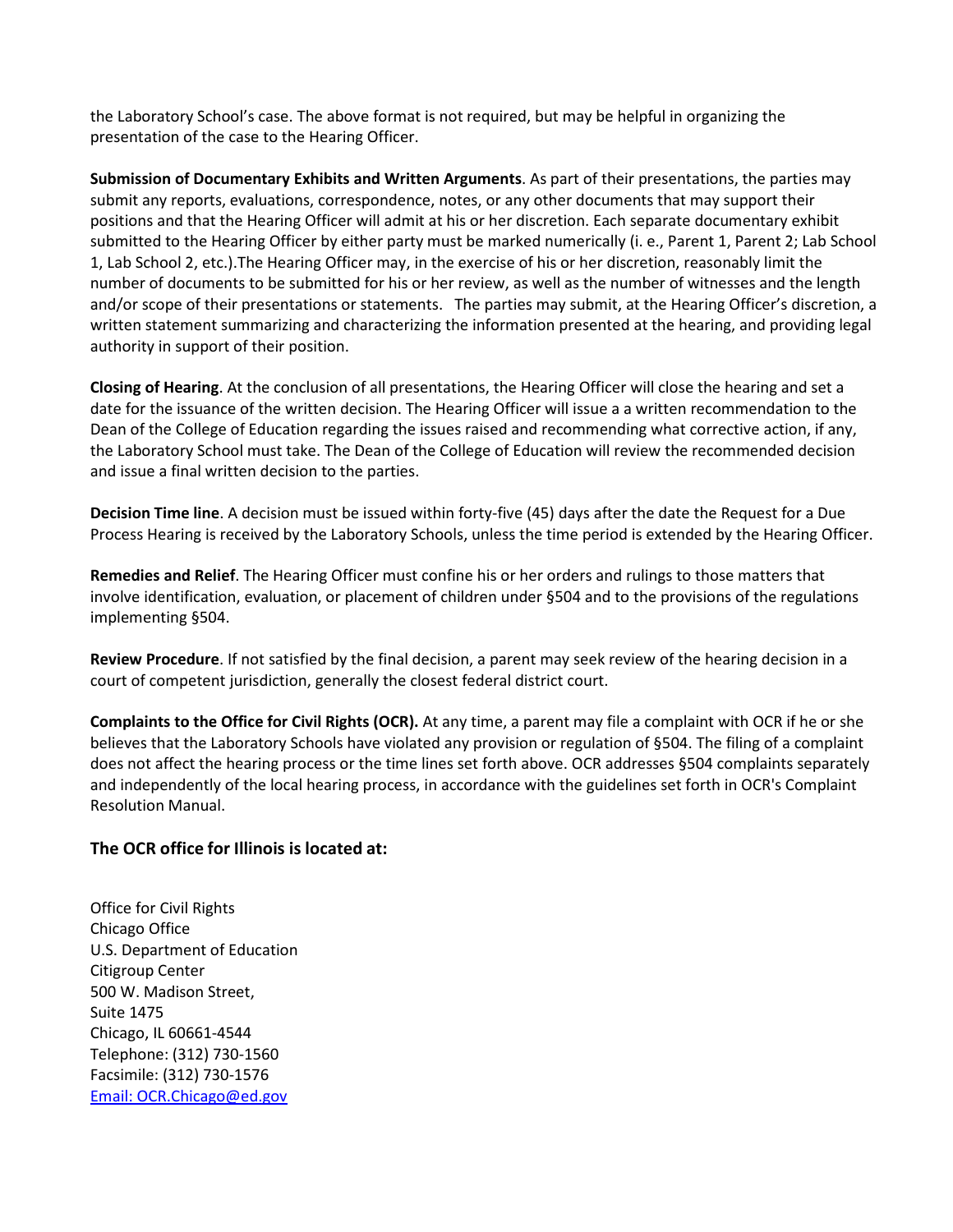the Laboratory School's case. The above format is not required, but may be helpful in organizing the presentation of the case to the Hearing Officer.

**Submission of Documentary Exhibits and Written Arguments**. As part of their presentations, the parties may submit any reports, evaluations, correspondence, notes, or any other documents that may support their positions and that the Hearing Officer will admit at his or her discretion. Each separate documentary exhibit submitted to the Hearing Officer by either party must be marked numerically (i. e., Parent 1, Parent 2; Lab School 1, Lab School 2, etc.).The Hearing Officer may, in the exercise of his or her discretion, reasonably limit the number of documents to be submitted for his or her review, as well as the number of witnesses and the length and/or scope of their presentations or statements.  The parties may submit, at the Hearing Officer's discretion, a written statement summarizing and characterizing the information presented at the hearing, and providing legal authority in support of their position.

**Closing of Hearing**. At the conclusion of all presentations, the Hearing Officer will close the hearing and set a date for the issuance of the written decision. The Hearing Officer will issue a a written recommendation to the Dean of the College of Education regarding the issues raised and recommending what corrective action, if any, the Laboratory School must take. The Dean of the College of Education will review the recommended decision and issue a final written decision to the parties.

**Decision Time line**. A decision must be issued within forty-five (45) days after the date the Request for a Due Process Hearing is received by the Laboratory Schools, unless the time period is extended by the Hearing Officer.

**Remedies and Relief**. The Hearing Officer must confine his or her orders and rulings to those matters that involve identification, evaluation, or placement of children under §504 and to the provisions of the regulations implementing §504.

**Review Procedure**. If not satisfied by the final decision, a parent may seek review of the hearing decision in a court of competent jurisdiction, generally the closest federal district court.

**Complaints to the Office for Civil Rights (OCR).** At any time, a parent may file a complaint with OCR if he or she believes that the Laboratory Schools have violated any provision or regulation of §504. The filing of a complaint does not affect the hearing process or the time lines set forth above. OCR addresses §504 complaints separately and independently of the local hearing process, in accordance with the guidelines set forth in OCR's Complaint Resolution Manual.

### The OCR office for Illinois is located at:

Office for Civil Rights
Chicago Office
U.S. Department of Education
Citigroup Center
500 W. Madison Street,
Suite 1475
Chicago, IL 60661-4544
Telephone: (312) 730-1560
Facsimile: (312) 730-1576
Email: OCR.Chicago@ed.gov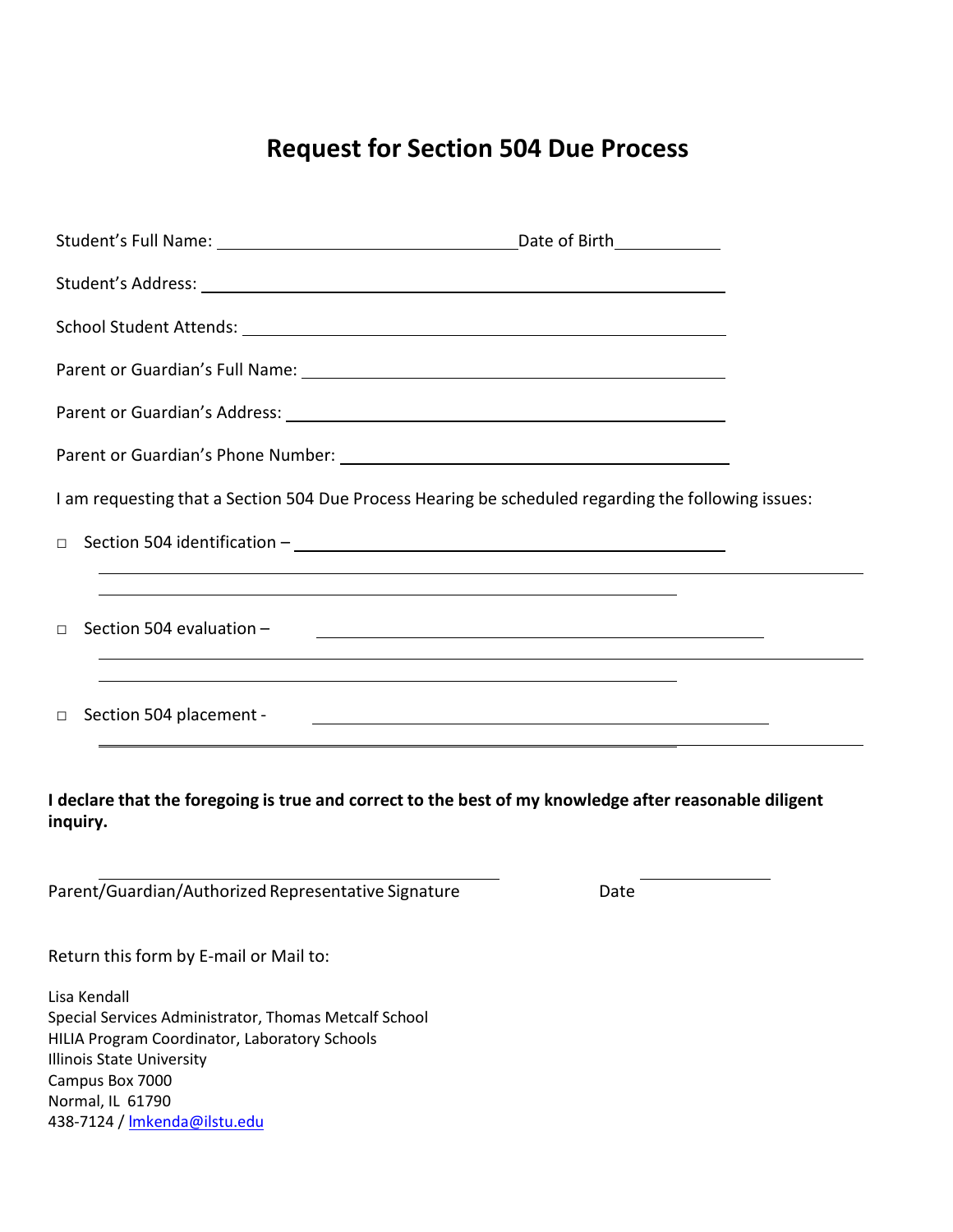# Request for Section 504 Due Process

Student's Full Name: ______________________________ Date of Birth __________

Student's Address: ______________________________________________

School Student Attends: __________________________________________

Parent or Guardian's Full Name: ___________________________________

Parent or Guardian's Address: _____________________________________

Parent or Guardian's Phone Number: ________________________________

I am requesting that a Section 504 Due Process Hearing be scheduled regarding the following issues:

□ Section 504 identification – ______________________________________

______________________________________________________________

______________________________________________________________

□ Section 504 evaluation – _________________________________________

______________________________________________________________

______________________________________________________________

□ Section 504 placement - _________________________________________

______________________________________________________________

**I declare that the foregoing is true and correct to the best of my knowledge after reasonable diligent inquiry.**

______________________________________ ______________

Parent/Guardian/Authorized Representative Signature Date

Return this form by E-mail or Mail to:

Lisa Kendall
Special Services Administrator, Thomas Metcalf School
HILIA Program Coordinator, Laboratory Schools
Illinois State University
Campus Box 7000
Normal, IL 61790
438-7124 / lmkenda@ilstu.edu